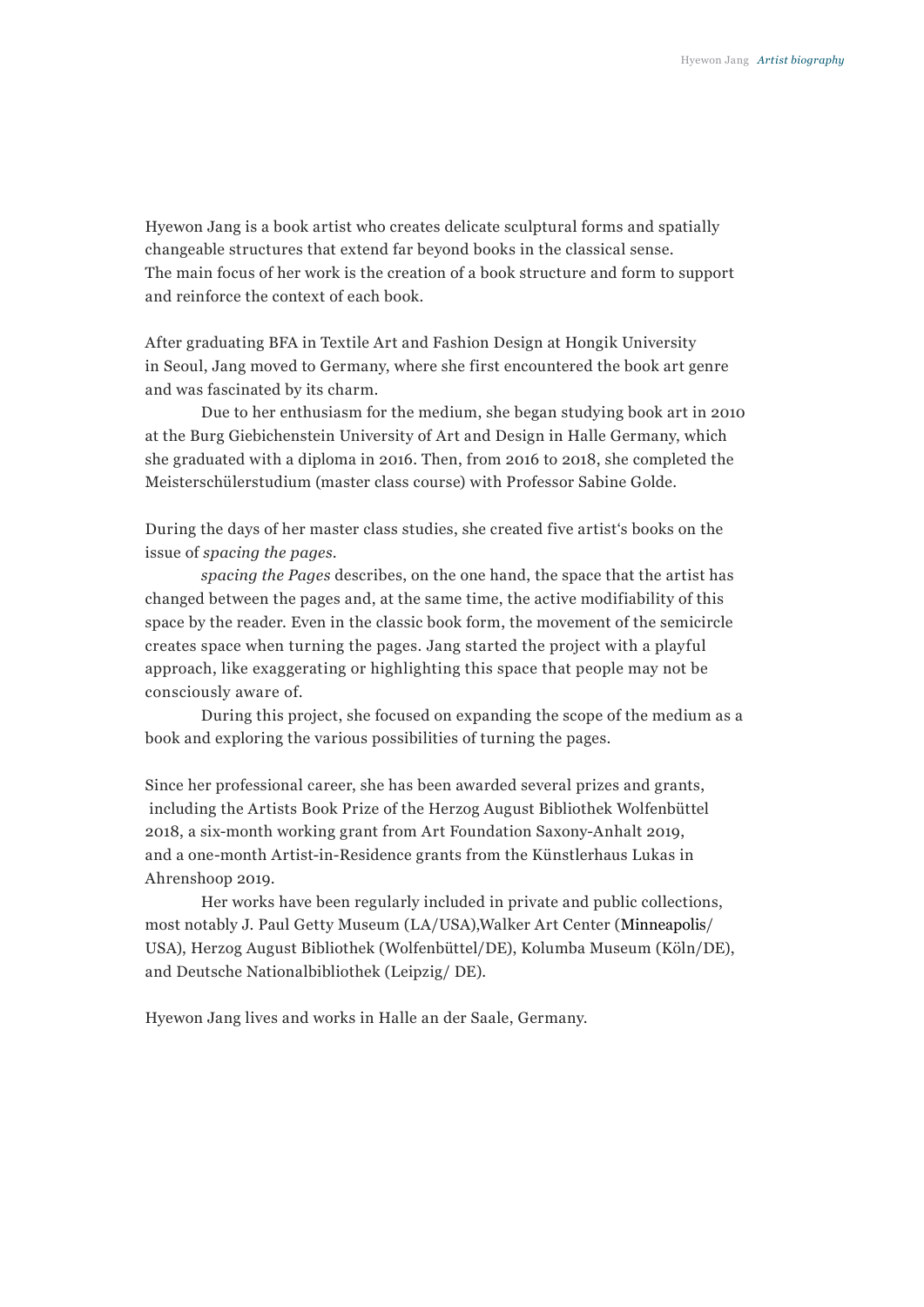Hyewon Jang is a book artist who creates delicate sculptural forms and spatially changeable structures that extend far beyond books in the classical sense.
The main focus of her work is the creation of a book structure and form to support and reinforce the context of each book.

After graduating BFA in Textile Art and Fashion Design at Hongik University in Seoul, Jang moved to Germany, where she first encountered the book art genre and was fascinated by its charm.

Due to her enthusiasm for the medium, she began studying book art in 2010 at the Burg Giebichenstein University of Art and Design in Halle Germany, which she graduated with a diploma in 2016. Then, from 2016 to 2018, she completed the Meisterschülerstudium (master class course) with Professor Sabine Golde.

During the days of her master class studies, she created five artist's books on the issue of *spacing the pages*.

*spacing the Pages* describes, on the one hand, the space that the artist has changed between the pages and, at the same time, the active modifiability of this space by the reader. Even in the classic book form, the movement of the semicircle creates space when turning the pages. Jang started the project with a playful approach, like exaggerating or highlighting this space that people may not be consciously aware of.

During this project, she focused on expanding the scope of the medium as a book and exploring the various possibilities of turning the pages.

Since her professional career, she has been awarded several prizes and grants, including the Artists Book Prize of the Herzog August Bibliothek Wolfenbüttel 2018, a six-month working grant from Art Foundation Saxony-Anhalt 2019, and a one-month Artist-in-Residence grants from the Künstlerhaus Lukas in Ahrenshoop 2019.

Her works have been regularly included in private and public collections, most notably J. Paul Getty Museum (LA/USA),Walker Art Center (Minneapolis/USA), Herzog August Bibliothek (Wolfenbüttel/DE), Kolumba Museum (Köln/DE), and Deutsche Nationalbibliothek (Leipzig/ DE).

Hyewon Jang lives and works in Halle an der Saale, Germany.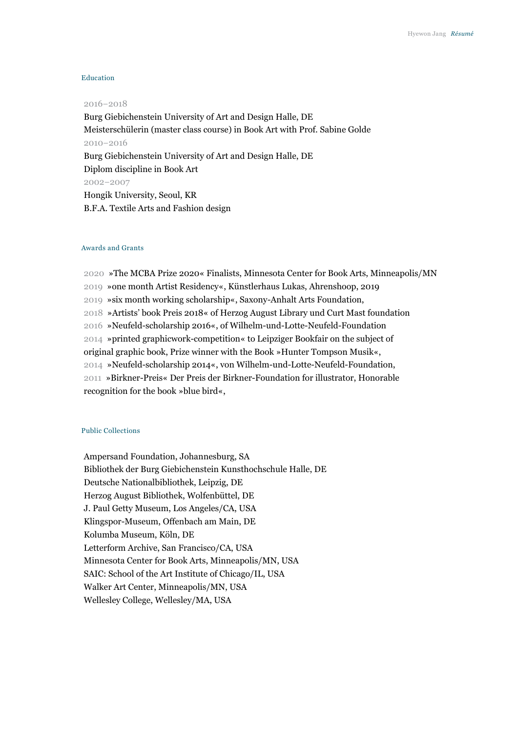## Education

2016–2018
Burg Giebichenstein University of Art and Design Halle, DE
Meisterschülerin (master class course) in Book Art with Prof. Sabine Golde
2010–2016
Burg Giebichenstein University of Art and Design Halle, DE
Diplom discipline in Book Art
2002–2007
Hongik University, Seoul, KR
B.F.A. Textile Arts and Fashion design

## Awards and Grants

2020 »The MCBA Prize 2020« Finalists, Minnesota Center for Book Arts, Minneapolis/MN
2019 »one month Artist Residency«, Künstlerhaus Lukas, Ahrenshoop, 2019
2019 »six month working scholarship«, Saxony-Anhalt Arts Foundation,
2018 »Artists' book Preis 2018« of Herzog August Library und Curt Mast foundation
2016 »Neufeld-scholarship 2016«, of Wilhelm-und-Lotte-Neufeld-Foundation
2014 »printed graphicwork-competition« to Leipziger Bookfair on the subject of original graphic book, Prize winner with the Book »Hunter Tompson Musik«,
2014 »Neufeld-scholarship 2014«, von Wilhelm-und-Lotte-Neufeld-Foundation,
2011 »Birkner-Preis« Der Preis der Birkner-Foundation for illustrator, Honorable recognition for the book »blue bird«,

## Public Collections

Ampersand Foundation, Johannesburg, SA
Bibliothek der Burg Giebichenstein Kunsthochschule Halle, DE
Deutsche Nationalbibliothek, Leipzig, DE
Herzog August Bibliothek, Wolfenbüttel, DE
J. Paul Getty Museum, Los Angeles/CA, USA
Klingspor-Museum, Offenbach am Main, DE
Kolumba Museum, Köln, DE
Letterform Archive, San Francisco/CA, USA
Minnesota Center for Book Arts, Minneapolis/MN, USA
SAIC: School of the Art Institute of Chicago/IL, USA
Walker Art Center, Minneapolis/MN, USA
Wellesley College, Wellesley/MA, USA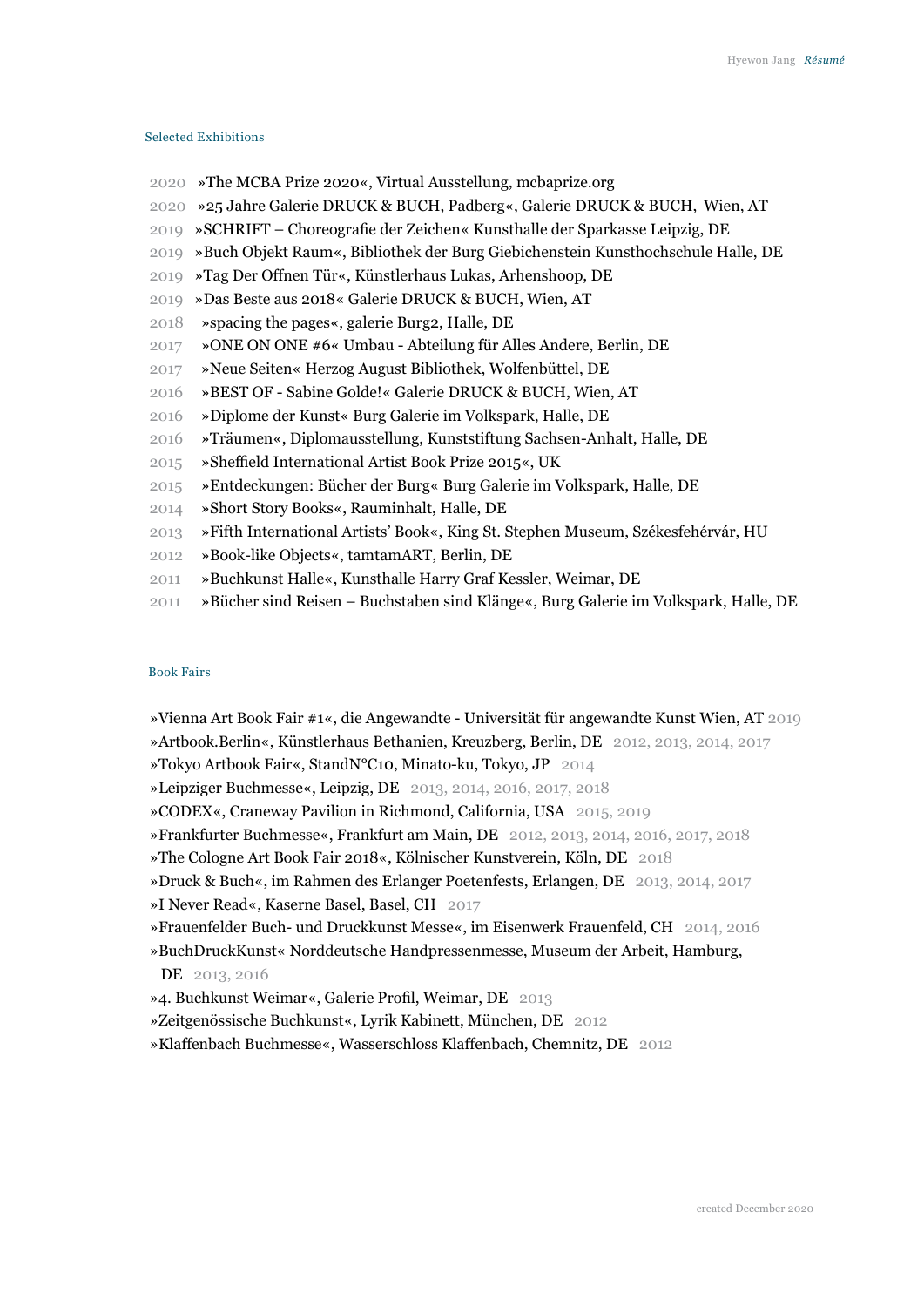## Selected Exhibitions

2020 »The MCBA Prize 2020«, Virtual Ausstellung, mcbaprize.org
2020 »25 Jahre Galerie DRUCK & BUCH, Padberg«, Galerie DRUCK & BUCH, Wien, AT
2019 »SCHRIFT – Choreografie der Zeichen« Kunsthalle der Sparkasse Leipzig, DE
2019 »Buch Objekt Raum«, Bibliothek der Burg Giebichenstein Kunsthochschule Halle, DE
2019 »Tag Der Offnen Tür«, Künstlerhaus Lukas, Arhenshoop, DE
2019 »Das Beste aus 2018« Galerie DRUCK & BUCH, Wien, AT
2018 »spacing the pages«, galerie Burg2, Halle, DE
2017 »ONE ON ONE #6« Umbau - Abteilung für Alles Andere, Berlin, DE
2017 »Neue Seiten« Herzog August Bibliothek, Wolfenbüttel, DE
2016 »BEST OF - Sabine Golde!« Galerie DRUCK & BUCH, Wien, AT
2016 »Diplome der Kunst« Burg Galerie im Volkspark, Halle, DE
2016 »Träumen«, Diplomausstellung, Kunststiftung Sachsen-Anhalt, Halle, DE
2015 »Sheffield International Artist Book Prize 2015«, UK
2015 »Entdeckungen: Bücher der Burg« Burg Galerie im Volkspark, Halle, DE
2014 »Short Story Books«, Rauminhalt, Halle, DE
2013 »Fifth International Artists' Book«, King St. Stephen Museum, Székesfehérvár, HU
2012 »Book-like Objects«, tamtamART, Berlin, DE
2011 »Buchkunst Halle«, Kunsthalle Harry Graf Kessler, Weimar, DE
2011 »Bücher sind Reisen – Buchstaben sind Klänge«, Burg Galerie im Volkspark, Halle, DE

## Book Fairs

»Vienna Art Book Fair #1«, die Angewandte - Universität für angewandte Kunst Wien, AT 2019
»Artbook.Berlin«, Künstlerhaus Bethanien, Kreuzberg, Berlin, DE 2012, 2013, 2014, 2017
»Tokyo Artbook Fair«, StandN°C10, Minato-ku, Tokyo, JP 2014
»Leipziger Buchmesse«, Leipzig, DE 2013, 2014, 2016, 2017, 2018
»CODEX«, Craneway Pavilion in Richmond, California, USA 2015, 2019
»Frankfurter Buchmesse«, Frankfurt am Main, DE 2012, 2013, 2014, 2016, 2017, 2018
»The Cologne Art Book Fair 2018«, Kölnischer Kunstverein, Köln, DE 2018
»Druck & Buch«, im Rahmen des Erlanger Poetenfests, Erlangen, DE 2013, 2014, 2017
»I Never Read«, Kaserne Basel, Basel, CH 2017
»Frauenfelder Buch- und Druckkunst Messe«, im Eisenwerk Frauenfeld, CH 2014, 2016
»BuchDruckKunst« Norddeutsche Handpressenmesse, Museum der Arbeit, Hamburg, DE 2013, 2016
»4. Buchkunst Weimar«, Galerie Profil, Weimar, DE 2013
»Zeitgenössische Buchkunst«, Lyrik Kabinett, München, DE 2012
»Klaffenbach Buchmesse«, Wasserschloss Klaffenbach, Chemnitz, DE 2012

created December 2020